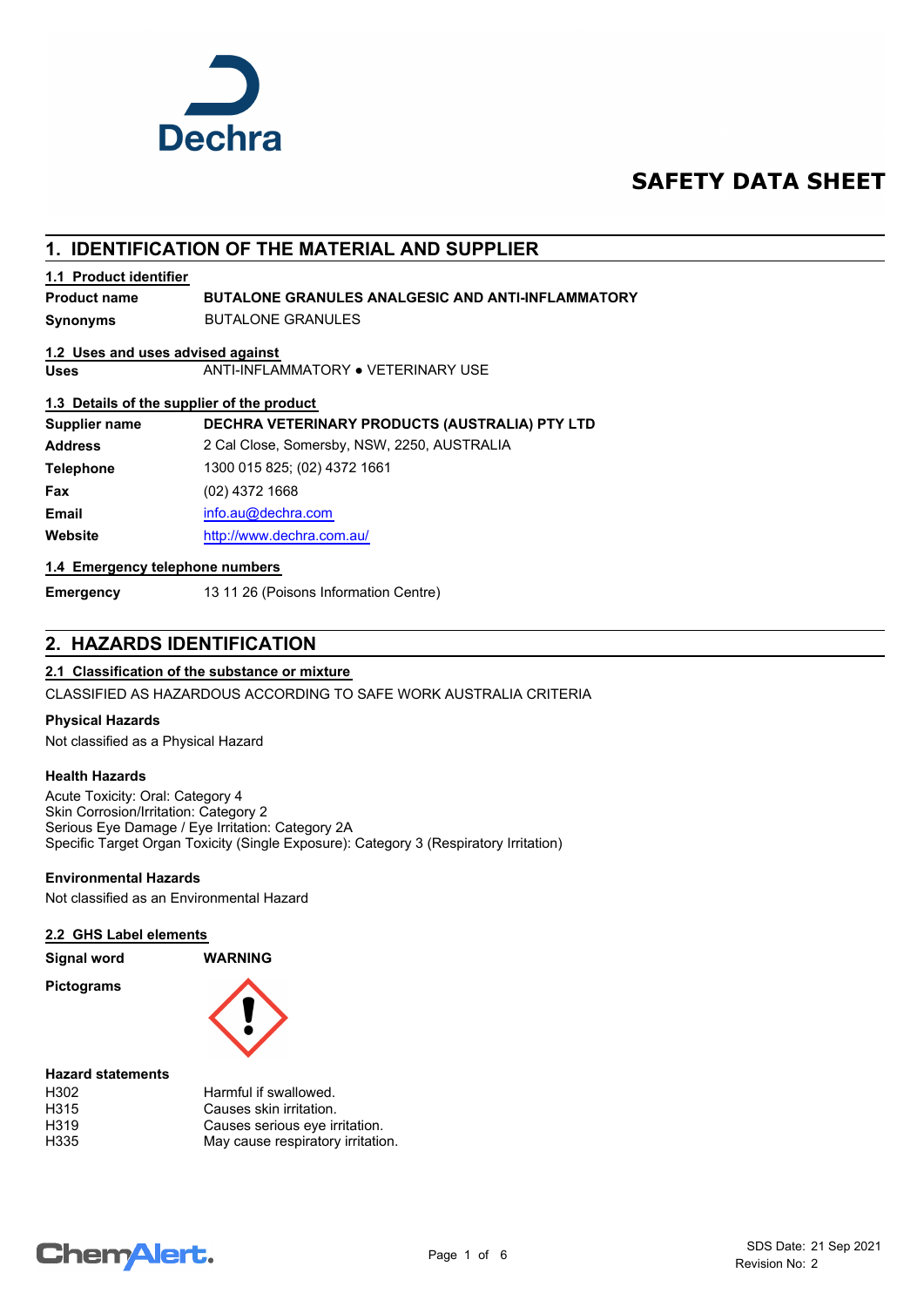Dechra

# SAFETY DATA SHEET

## 1. IDENTIFICATION OF THE MATERIAL AND SUPPLIER

### 1.1 Product identifier

| | |
|---|---|
| **Product name** | **BUTALONE GRANULES ANALGESIC AND ANTI-INFLAMMATORY** |
| **Synonyms** | BUTALONE GRANULES |

### 1.2 Uses and uses advised against

| | |
|---|---|
| **Uses** | ANTI-INFLAMMATORY ● VETERINARY USE |

### 1.3 Details of the supplier of the product

| | |
|---|---|
| **Supplier name** | **DECHRA VETERINARY PRODUCTS (AUSTRALIA) PTY LTD** |
| **Address** | 2 Cal Close, Somersby, NSW, 2250, AUSTRALIA |
| **Telephone** | 1300 015 825; (02) 4372 1661 |
| **Fax** | (02) 4372 1668 |
| **Email** | info.au@dechra.com |
| **Website** | http://www.dechra.com.au/ |

### 1.4 Emergency telephone numbers

| | |
|---|---|
| **Emergency** | 13 11 26 (Poisons Information Centre) |

## 2. HAZARDS IDENTIFICATION

### 2.1 Classification of the substance or mixture

CLASSIFIED AS HAZARDOUS ACCORDING TO SAFE WORK AUSTRALIA CRITERIA

**Physical Hazards**

Not classified as a Physical Hazard

**Health Hazards**

Acute Toxicity: Oral: Category 4
Skin Corrosion/Irritation: Category 2
Serious Eye Damage / Eye Irritation: Category 2A
Specific Target Organ Toxicity (Single Exposure): Category 3 (Respiratory Irritation)

**Environmental Hazards**

Not classified as an Environmental Hazard

### 2.2 GHS Label elements

| | |
|---|---|
| **Signal word** | **WARNING** |
| **Pictograms** | |

**Hazard statements**

| | |
|---|---|
| H302 | Harmful if swallowed. |
| H315 | Causes skin irritation. |
| H319 | Causes serious eye irritation. |
| H335 | May cause respiratory irritation. |

SDS Date: 21 Sep 2021
Revision No: 2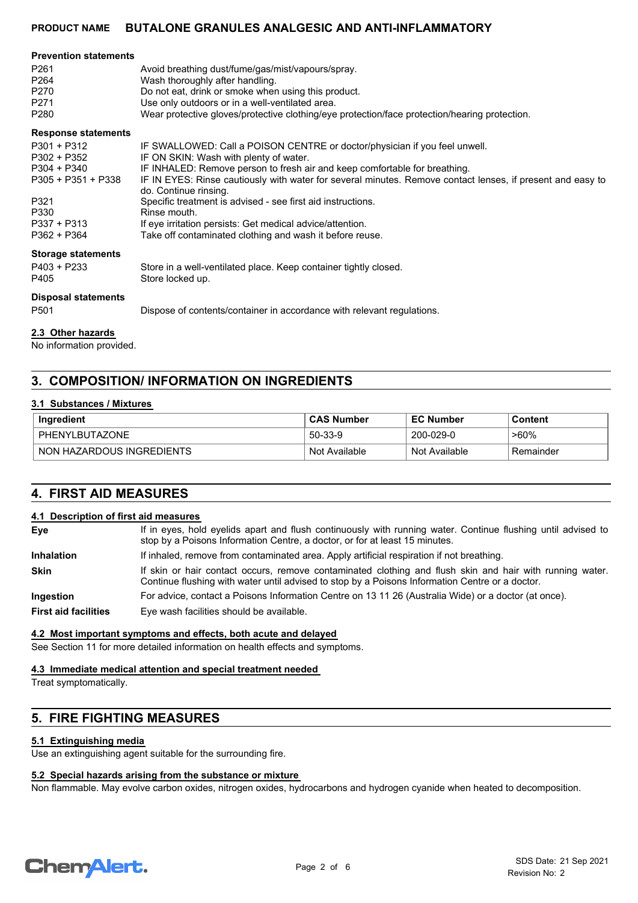**Prevention statements**

| | |
|---|---|
| P261 | Avoid breathing dust/fume/gas/mist/vapours/spray. |
| P264 | Wash thoroughly after handling. |
| P270 | Do not eat, drink or smoke when using this product. |
| P271 | Use only outdoors or in a well-ventilated area. |
| P280 | Wear protective gloves/protective clothing/eye protection/face protection/hearing protection. |

**Response statements**

| | |
|---|---|
| P301 + P312 | IF SWALLOWED: Call a POISON CENTRE or doctor/physician if you feel unwell. |
| P302 + P352 | IF ON SKIN: Wash with plenty of water. |
| P304 + P340 | IF INHALED: Remove person to fresh air and keep comfortable for breathing. |
| P305 + P351 + P338 | IF IN EYES: Rinse cautiously with water for several minutes. Remove contact lenses, if present and easy to do. Continue rinsing. |
| P321 | Specific treatment is advised - see first aid instructions. |
| P330 | Rinse mouth. |
| P337 + P313 | If eye irritation persists: Get medical advice/attention. |
| P362 + P364 | Take off contaminated clothing and wash it before reuse. |

**Storage statements**

| | |
|---|---|
| P403 + P233 | Store in a well-ventilated place. Keep container tightly closed. |
| P405 | Store locked up. |

**Disposal statements**

| | |
|---|---|
| P501 | Dispose of contents/container in accordance with relevant regulations. |

### 2.3 Other hazards

No information provided.

## 3. COMPOSITION/ INFORMATION ON INGREDIENTS

### 3.1 Substances / Mixtures

| Ingredient | CAS Number | EC Number | Content |
|---|---|---|---|
| PHENYLBUTAZONE | 50-33-9 | 200-029-0 | >60% |
| NON HAZARDOUS INGREDIENTS | Not Available | Not Available | Remainder |

## 4. FIRST AID MEASURES

### 4.1 Description of first aid measures

| | |
|---|---|
| **Eye** | If in eyes, hold eyelids apart and flush continuously with running water. Continue flushing until advised to stop by a Poisons Information Centre, a doctor, or for at least 15 minutes. |
| **Inhalation** | If inhaled, remove from contaminated area. Apply artificial respiration if not breathing. |
| **Skin** | If skin or hair contact occurs, remove contaminated clothing and flush skin and hair with running water. Continue flushing with water until advised to stop by a Poisons Information Centre or a doctor. |
| **Ingestion** | For advice, contact a Poisons Information Centre on 13 11 26 (Australia Wide) or a doctor (at once). |
| **First aid facilities** | Eye wash facilities should be available. |

### 4.2 Most important symptoms and effects, both acute and delayed

See Section 11 for more detailed information on health effects and symptoms.

### 4.3 Immediate medical attention and special treatment needed

Treat symptomatically.

## 5. FIRE FIGHTING MEASURES

### 5.1 Extinguishing media

Use an extinguishing agent suitable for the surrounding fire.

### 5.2 Special hazards arising from the substance or mixture

Non flammable. May evolve carbon oxides, nitrogen oxides, hydrocarbons and hydrogen cyanide when heated to decomposition.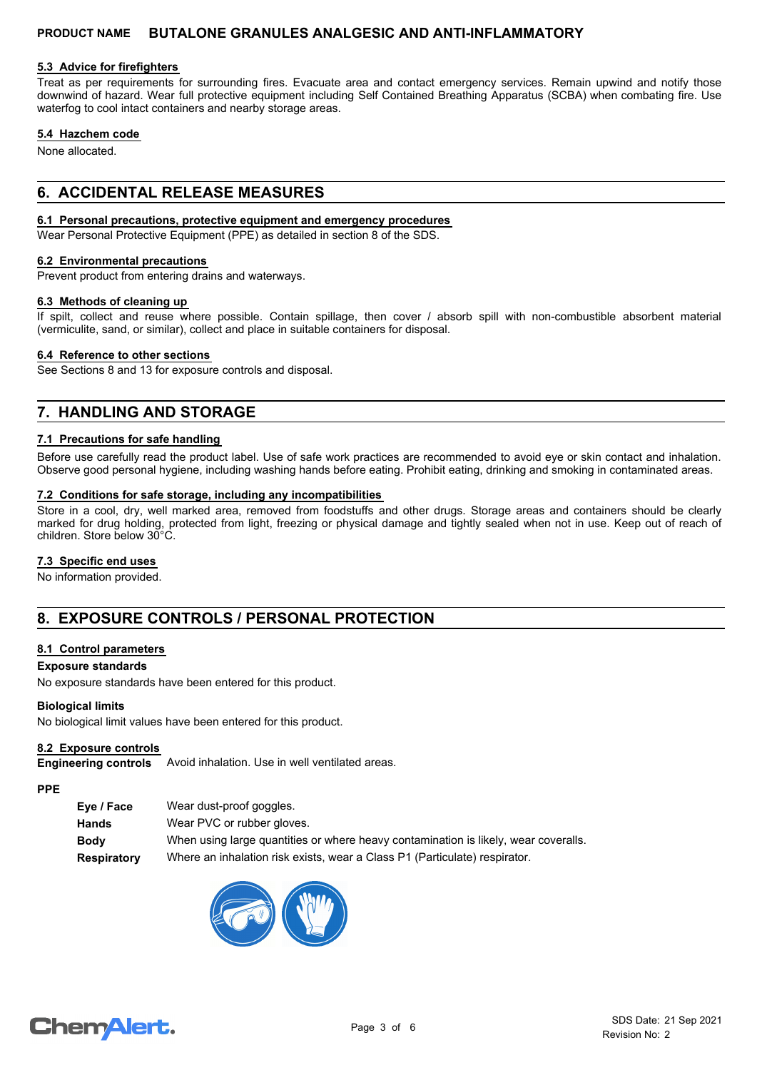#### 5.3 Advice for firefighters

Treat as per requirements for surrounding fires. Evacuate area and contact emergency services. Remain upwind and notify those downwind of hazard. Wear full protective equipment including Self Contained Breathing Apparatus (SCBA) when combating fire. Use waterfog to cool intact containers and nearby storage areas.

#### 5.4 Hazchem code

None allocated.

## 6. ACCIDENTAL RELEASE MEASURES

#### 6.1 Personal precautions, protective equipment and emergency procedures

Wear Personal Protective Equipment (PPE) as detailed in section 8 of the SDS.

#### 6.2 Environmental precautions

Prevent product from entering drains and waterways.

#### 6.3 Methods of cleaning up

If spilt, collect and reuse where possible. Contain spillage, then cover / absorb spill with non-combustible absorbent material (vermiculite, sand, or similar), collect and place in suitable containers for disposal.

#### 6.4 Reference to other sections

See Sections 8 and 13 for exposure controls and disposal.

## 7. HANDLING AND STORAGE

#### 7.1 Precautions for safe handling

Before use carefully read the product label. Use of safe work practices are recommended to avoid eye or skin contact and inhalation. Observe good personal hygiene, including washing hands before eating. Prohibit eating, drinking and smoking in contaminated areas.

#### 7.2 Conditions for safe storage, including any incompatibilities

Store in a cool, dry, well marked area, removed from foodstuffs and other drugs. Storage areas and containers should be clearly marked for drug holding, protected from light, freezing or physical damage and tightly sealed when not in use. Keep out of reach of children. Store below 30°C.

#### 7.3 Specific end uses

No information provided.

## 8. EXPOSURE CONTROLS / PERSONAL PROTECTION

#### 8.1 Control parameters

**Exposure standards**

No exposure standards have been entered for this product.

**Biological limits**

No biological limit values have been entered for this product.

#### 8.2 Exposure controls

**Engineering controls** Avoid inhalation. Use in well ventilated areas.

**PPE**

| | |
|---|---|
| **Eye / Face** | Wear dust-proof goggles. |
| **Hands** | Wear PVC or rubber gloves. |
| **Body** | When using large quantities or where heavy contamination is likely, wear coveralls. |
| **Respiratory** | Where an inhalation risk exists, wear a Class P1 (Particulate) respirator. |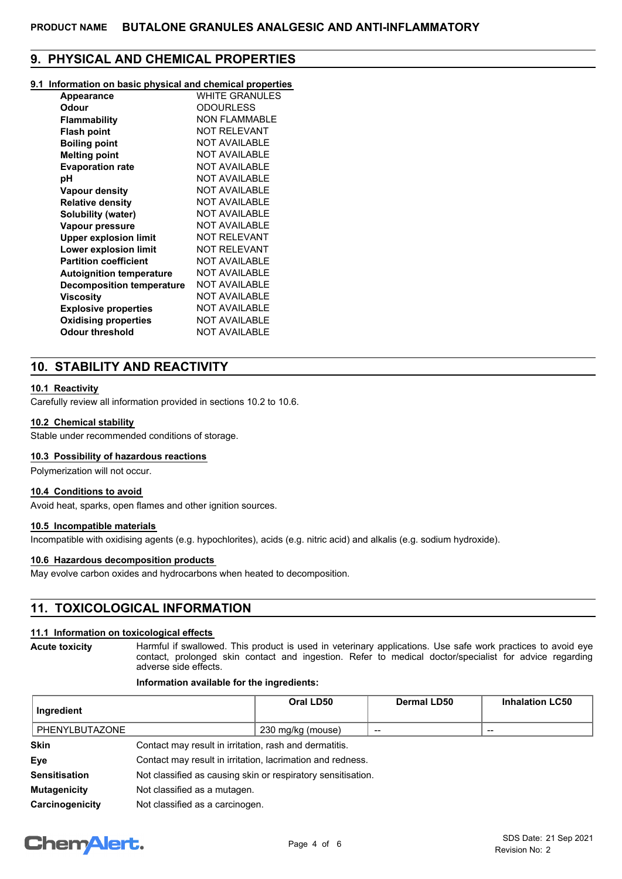## 9. PHYSICAL AND CHEMICAL PROPERTIES

### 9.1 Information on basic physical and chemical properties

| | |
|---|---|
| **Appearance** | WHITE GRANULES |
| **Odour** | ODOURLESS |
| **Flammability** | NON FLAMMABLE |
| **Flash point** | NOT RELEVANT |
| **Boiling point** | NOT AVAILABLE |
| **Melting point** | NOT AVAILABLE |
| **Evaporation rate** | NOT AVAILABLE |
| **pH** | NOT AVAILABLE |
| **Vapour density** | NOT AVAILABLE |
| **Relative density** | NOT AVAILABLE |
| **Solubility (water)** | NOT AVAILABLE |
| **Vapour pressure** | NOT AVAILABLE |
| **Upper explosion limit** | NOT RELEVANT |
| **Lower explosion limit** | NOT RELEVANT |
| **Partition coefficient** | NOT AVAILABLE |
| **Autoignition temperature** | NOT AVAILABLE |
| **Decomposition temperature** | NOT AVAILABLE |
| **Viscosity** | NOT AVAILABLE |
| **Explosive properties** | NOT AVAILABLE |
| **Oxidising properties** | NOT AVAILABLE |
| **Odour threshold** | NOT AVAILABLE |

## 10. STABILITY AND REACTIVITY

### 10.1 Reactivity

Carefully review all information provided in sections 10.2 to 10.6.

### 10.2 Chemical stability

Stable under recommended conditions of storage.

### 10.3 Possibility of hazardous reactions

Polymerization will not occur.

### 10.4 Conditions to avoid

Avoid heat, sparks, open flames and other ignition sources.

### 10.5 Incompatible materials

Incompatible with oxidising agents (e.g. hypochlorites), acids (e.g. nitric acid) and alkalis (e.g. sodium hydroxide).

### 10.6 Hazardous decomposition products

May evolve carbon oxides and hydrocarbons when heated to decomposition.

## 11. TOXICOLOGICAL INFORMATION

### 11.1 Information on toxicological effects

**Acute toxicity** Harmful if swallowed. This product is used in veterinary applications. Use safe work practices to avoid eye contact, prolonged skin contact and ingestion. Refer to medical doctor/specialist for advice regarding adverse side effects.

**Information available for the ingredients:**

| Ingredient | Oral LD50 | Dermal LD50 | Inhalation LC50 |
|---|---|---|---|
| PHENYLBUTAZONE | 230 mg/kg (mouse) | -- | -- |

**Skin** Contact may result in irritation, rash and dermatitis.

**Eye** Contact may result in irritation, lacrimation and redness.

**Sensitisation** Not classified as causing skin or respiratory sensitisation.

**Mutagenicity** Not classified as a mutagen.

**Carcinogenicity** Not classified as a carcinogen.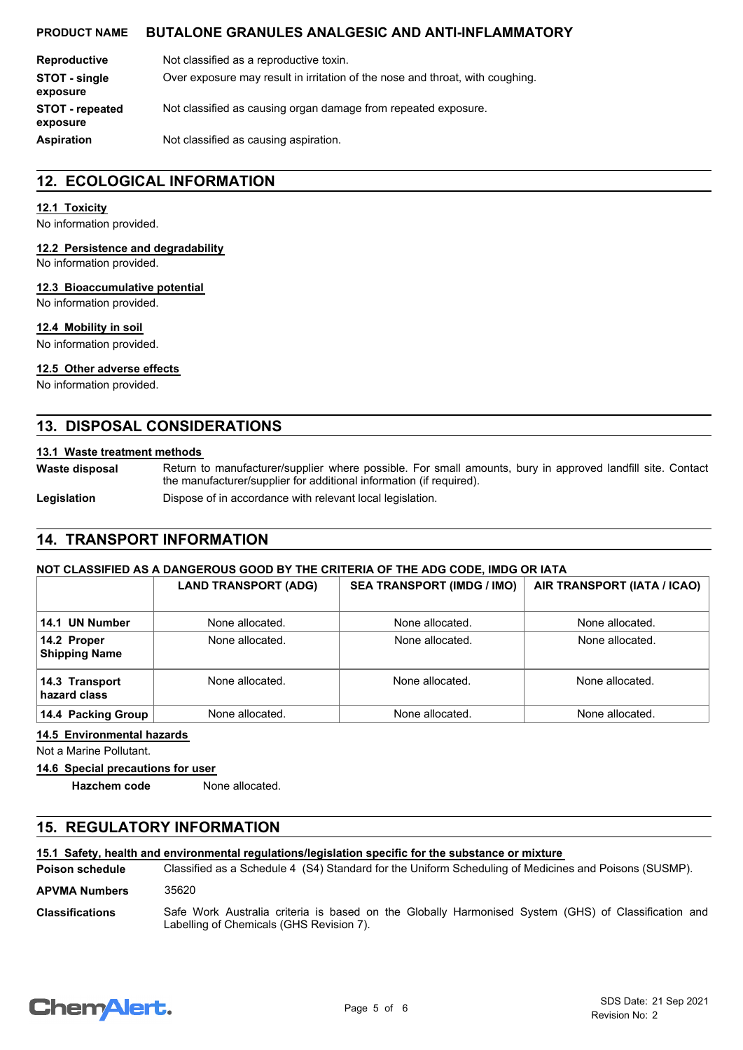| | |
|---|---|
| **Reproductive** | Not classified as a reproductive toxin. |
| **STOT - single exposure** | Over exposure may result in irritation of the nose and throat, with coughing. |
| **STOT - repeated exposure** | Not classified as causing organ damage from repeated exposure. |
| **Aspiration** | Not classified as causing aspiration. |

## 12. ECOLOGICAL INFORMATION

### 12.1 Toxicity

No information provided.

### 12.2 Persistence and degradability

No information provided.

### 12.3 Bioaccumulative potential

No information provided.

### 12.4 Mobility in soil

No information provided.

### 12.5 Other adverse effects

No information provided.

## 13. DISPOSAL CONSIDERATIONS

### 13.1 Waste treatment methods

| | |
|---|---|
| **Waste disposal** | Return to manufacturer/supplier where possible. For small amounts, bury in approved landfill site. Contact the manufacturer/supplier for additional information (if required). |
| **Legislation** | Dispose of in accordance with relevant local legislation. |

## 14. TRANSPORT INFORMATION

**NOT CLASSIFIED AS A DANGEROUS GOOD BY THE CRITERIA OF THE ADG CODE, IMDG OR IATA**

| | LAND TRANSPORT (ADG) | SEA TRANSPORT (IMDG / IMO) | AIR TRANSPORT (IATA / ICAO) |
|---|---|---|---|
| **14.1 UN Number** | None allocated. | None allocated. | None allocated. |
| **14.2 Proper Shipping Name** | None allocated. | None allocated. | None allocated. |
| **14.3 Transport hazard class** | None allocated. | None allocated. | None allocated. |
| **14.4 Packing Group** | None allocated. | None allocated. | None allocated. |

### 14.5 Environmental hazards

Not a Marine Pollutant.

### 14.6 Special precautions for user

**Hazchem code** None allocated.

## 15. REGULATORY INFORMATION

### 15.1 Safety, health and environmental regulations/legislation specific for the substance or mixture

| | |
|---|---|
| **Poison schedule** | Classified as a Schedule 4 (S4) Standard for the Uniform Scheduling of Medicines and Poisons (SUSMP). |
| **APVMA Numbers** | 35620 |
| **Classifications** | Safe Work Australia criteria is based on the Globally Harmonised System (GHS) of Classification and Labelling of Chemicals (GHS Revision 7). |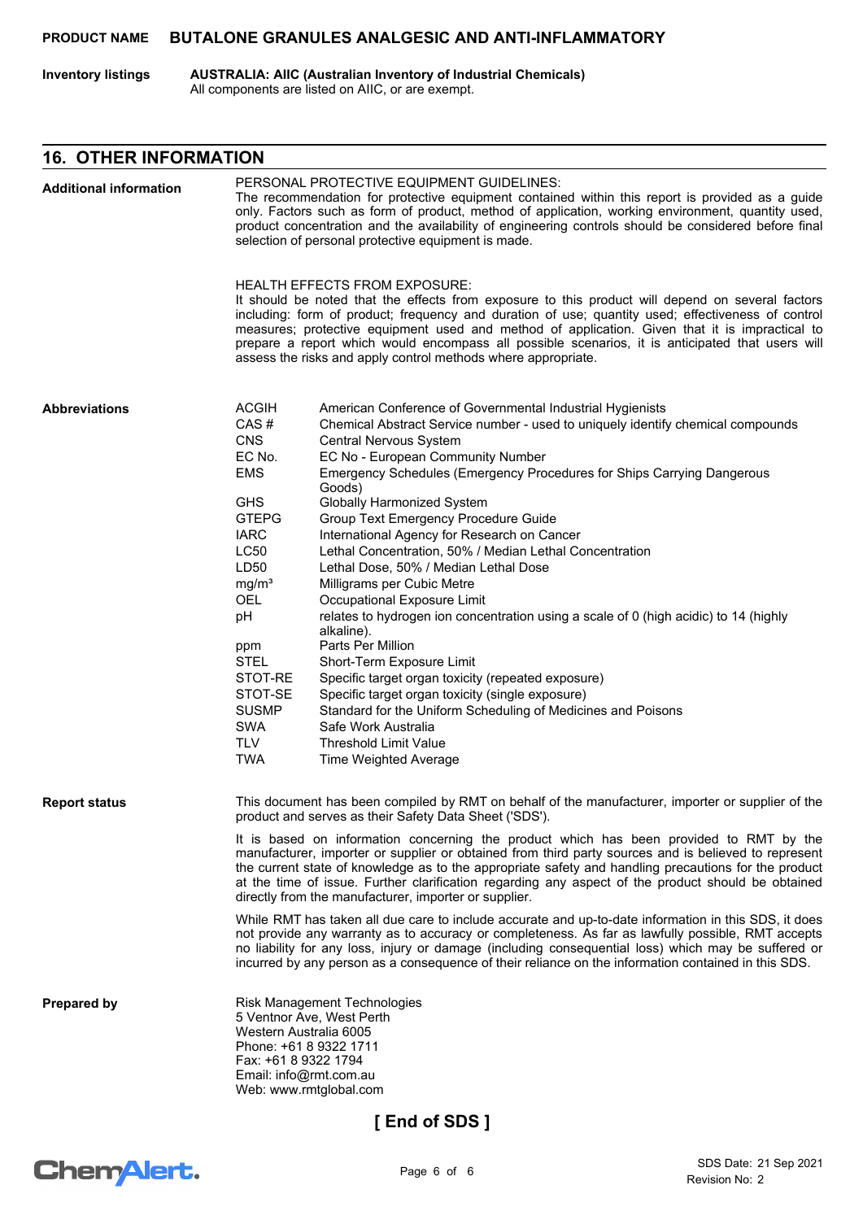**Inventory listings** **AUSTRALIA: AIIC (Australian Inventory of Industrial Chemicals)**
All components are listed on AIIC, or are exempt.

## 16. OTHER INFORMATION

**Additional information**

PERSONAL PROTECTIVE EQUIPMENT GUIDELINES:
The recommendation for protective equipment contained within this report is provided as a guide only. Factors such as form of product, method of application, working environment, quantity used, product concentration and the availability of engineering controls should be considered before final selection of personal protective equipment is made.

HEALTH EFFECTS FROM EXPOSURE:
It should be noted that the effects from exposure to this product will depend on several factors including: form of product; frequency and duration of use; quantity used; effectiveness of control measures; protective equipment used and method of application. Given that it is impractical to prepare a report which would encompass all possible scenarios, it is anticipated that users will assess the risks and apply control methods where appropriate.

**Abbreviations**

| | |
|---|---|
| ACGIH | American Conference of Governmental Industrial Hygienists |
| CAS # | Chemical Abstract Service number - used to uniquely identify chemical compounds |
| CNS | Central Nervous System |
| EC No. | EC No - European Community Number |
| EMS | Emergency Schedules (Emergency Procedures for Ships Carrying Dangerous Goods) |
| GHS | Globally Harmonized System |
| GTEPG | Group Text Emergency Procedure Guide |
| IARC | International Agency for Research on Cancer |
| LC50 | Lethal Concentration, 50% / Median Lethal Concentration |
| LD50 | Lethal Dose, 50% / Median Lethal Dose |
| $mg/m^3$ | Milligrams per Cubic Metre |
| OEL | Occupational Exposure Limit |
| pH | relates to hydrogen ion concentration using a scale of 0 (high acidic) to 14 (highly alkaline). |
| ppm | Parts Per Million |
| STEL | Short-Term Exposure Limit |
| STOT-RE | Specific target organ toxicity (repeated exposure) |
| STOT-SE | Specific target organ toxicity (single exposure) |
| SUSMP | Standard for the Uniform Scheduling of Medicines and Poisons |
| SWA | Safe Work Australia |
| TLV | Threshold Limit Value |
| TWA | Time Weighted Average |

**Report status**

This document has been compiled by RMT on behalf of the manufacturer, importer or supplier of the product and serves as their Safety Data Sheet ('SDS').

It is based on information concerning the product which has been provided to RMT by the manufacturer, importer or supplier or obtained from third party sources and is believed to represent the current state of knowledge as to the appropriate safety and handling precautions for the product at the time of issue. Further clarification regarding any aspect of the product should be obtained directly from the manufacturer, importer or supplier.

While RMT has taken all due care to include accurate and up-to-date information in this SDS, it does not provide any warranty as to accuracy or completeness. As far as lawfully possible, RMT accepts no liability for any loss, injury or damage (including consequential loss) which may be suffered or incurred by any person as a consequence of their reliance on the information contained in this SDS.

**Prepared by**

Risk Management Technologies
5 Ventnor Ave, West Perth
Western Australia 6005
Phone: +61 8 9322 1711
Fax: +61 8 9322 1794
Email: info@rmt.com.au
Web: www.rmtglobal.com

**[ End of SDS ]**

SDS Date: 21 Sep 2021
Revision No: 2